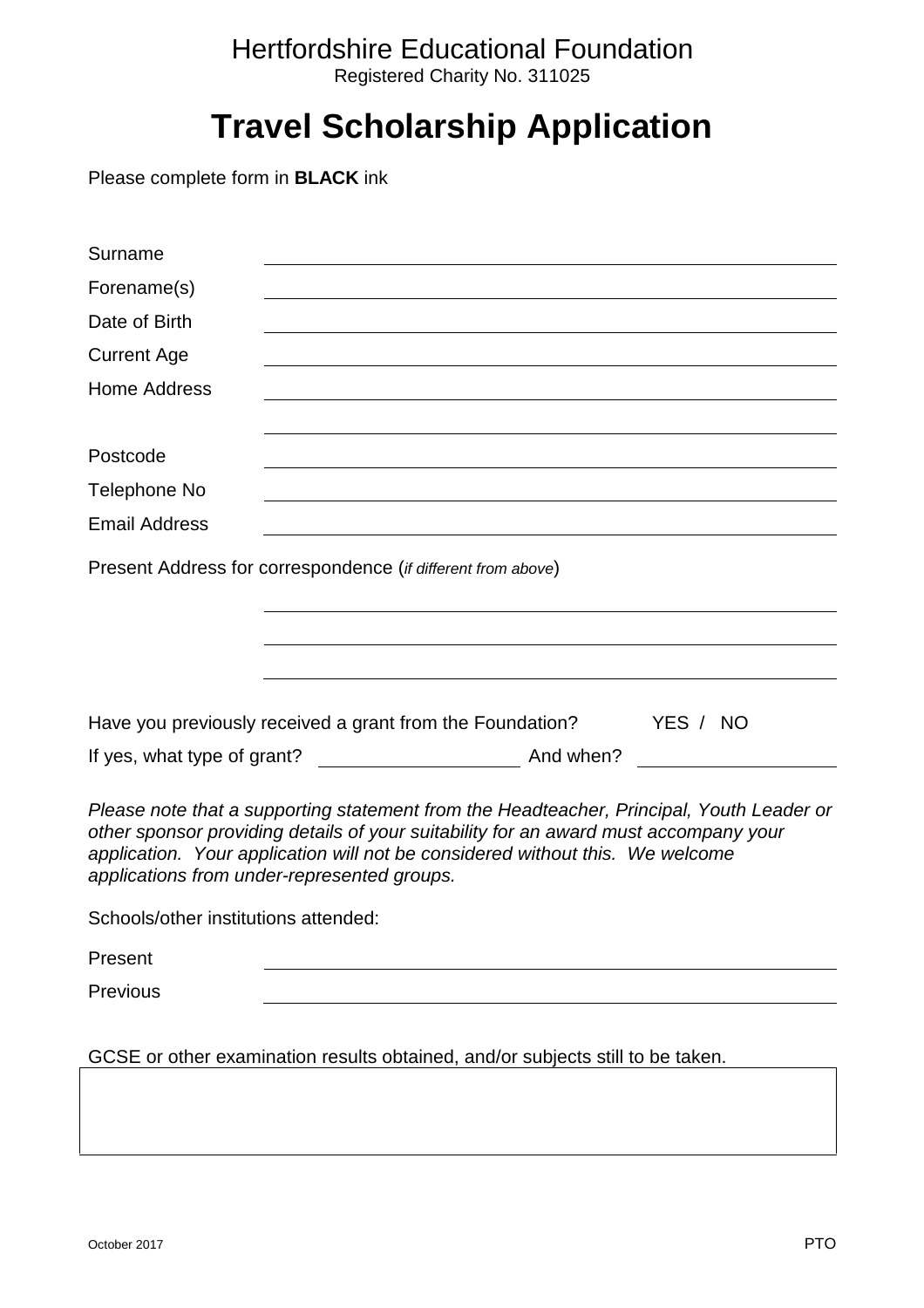Hertfordshire Educational Foundation

Registered Charity No. 311025

# Travel Scholarship Application

Please complete form in **BLACK** ink

Surname ______________________________

Forename(s) ______________________________

Date of Birth ______________________________

Current Age ______________________________

Home Address ______________________________

______________________________

Postcode ______________________________

Telephone No ______________________________

Email Address ______________________________

Present Address for correspondence (*if different from above*)

______________________________

______________________________

______________________________

Have you previously received a grant from the Foundation? YES / NO

If yes, what type of grant? ____________________ And when? ____________________

*Please note that a supporting statement from the Headteacher, Principal, Youth Leader or other sponsor providing details of your suitability for an award must accompany your application. Your application will not be considered without this. We welcome applications from under-represented groups.*

Schools/other institutions attended:

Present ______________________________

Previous ______________________________

GCSE or other examination results obtained, and/or subjects still to be taken.

| |
|---|
| |

October 2017

PTO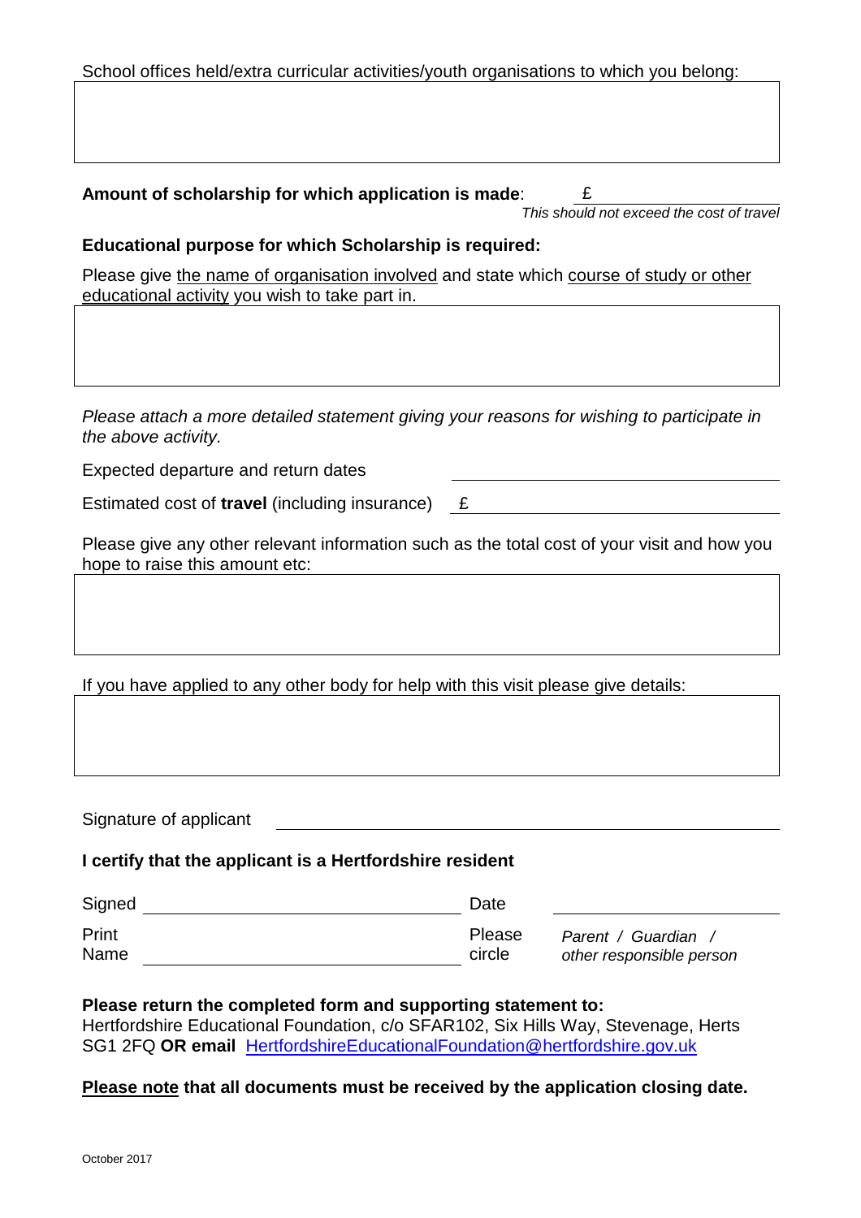School offices held/extra curricular activities/youth organisations to which you belong:

**Amount of scholarship for which application is made**: £ \_\_\_\_\_\_\_\_\_\_\_\_\_\_\_\_\_\_

*This should not exceed the cost of travel*

**Educational purpose for which Scholarship is required:**

Please give the name of organisation involved and state which course of study or other educational activity you wish to take part in.

*Please attach a more detailed statement giving your reasons for wishing to participate in the above activity.*

Expected departure and return dates \_\_\_\_\_\_\_\_\_\_\_\_\_\_\_\_\_\_\_\_\_\_\_\_\_\_\_\_\_\_\_\_

Estimated cost of **travel** (including insurance) £ \_\_\_\_\_\_\_\_\_\_\_\_\_\_\_\_\_\_\_\_\_\_\_\_\_\_\_\_\_\_\_\_

Please give any other relevant information such as the total cost of your visit and how you hope to raise this amount etc:

If you have applied to any other body for help with this visit please give details:

Signature of applicant \_\_\_\_\_\_\_\_\_\_\_\_\_\_\_\_\_\_\_\_\_\_\_\_\_\_\_\_\_\_\_\_\_\_\_\_\_\_\_\_

**I certify that the applicant is a Hertfordshire resident**

Signed \_\_\_\_\_\_\_\_\_\_\_\_\_\_\_\_\_\_\_\_\_\_\_\_\_\_\_\_\_\_ Date \_\_\_\_\_\_\_\_\_\_\_\_\_\_\_\_\_\_\_\_

Print Name \_\_\_\_\_\_\_\_\_\_\_\_\_\_\_\_\_\_\_\_\_\_\_\_\_\_\_\_\_\_ Please circle *Parent / Guardian / other responsible person*

**Please return the completed form and supporting statement to:**
Hertfordshire Educational Foundation, c/o SFAR102, Six Hills Way, Stevenage, Herts SG1 2FQ **OR email** HertfordshireEducationalFoundation@hertfordshire.gov.uk

**Please note that all documents must be received by the application closing date.**

October 2017